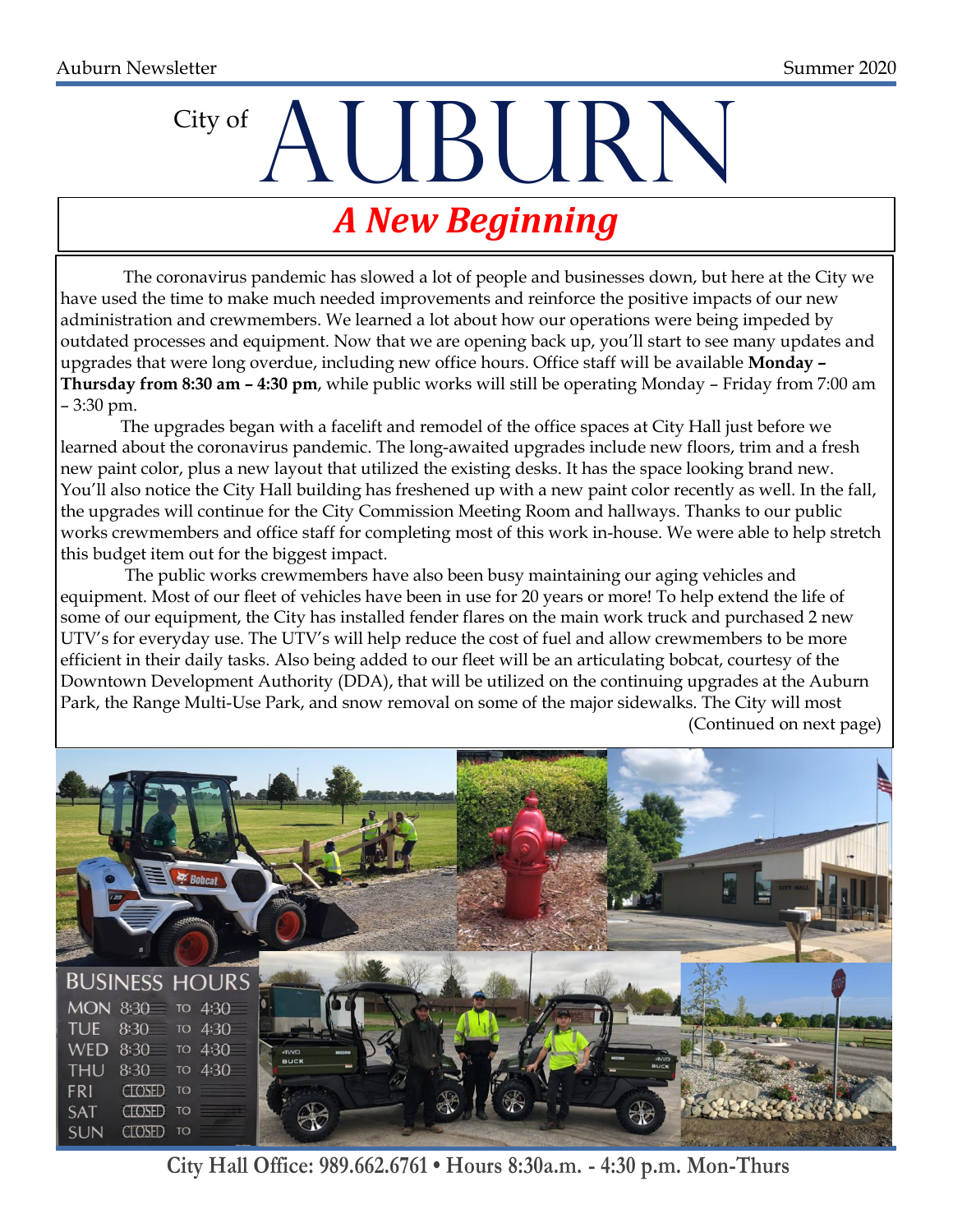City of

# AUBURN

## *A New Beginning*

The coronavirus pandemic has slowed a lot of people and businesses down, but here at the City we have used the time to make much needed improvements and reinforce the positive impacts of our new administration and crewmembers. We learned a lot about how our operations were being impeded by outdated processes and equipment. Now that we are opening back up, you'll start to see many updates and upgrades that were long overdue, including new office hours. Office staff will be available **Monday – Thursday from 8:30 am – 4:30 pm**, while public works will still be operating Monday – Friday from 7:00 am – 3:30 pm.

The upgrades began with a facelift and remodel of the office spaces at City Hall just before we learned about the coronavirus pandemic. The long-awaited upgrades include new floors, trim and a fresh new paint color, plus a new layout that utilized the existing desks. It has the space looking brand new. You'll also notice the City Hall building has freshened up with a new paint color recently as well. In the fall, the upgrades will continue for the City Commission Meeting Room and hallways. Thanks to our public works crewmembers and office staff for completing most of this work in-house. We were able to help stretch this budget item out for the biggest impact.

The public works crewmembers have also been busy maintaining our aging vehicles and equipment. Most of our fleet of vehicles have been in use for 20 years or more! To help extend the life of some of our equipment, the City has installed fender flares on the main work truck and purchased 2 new UTV's for everyday use. The UTV's will help reduce the cost of fuel and allow crewmembers to be more efficient in their daily tasks. Also being added to our fleet will be an articulating bobcat, courtesy of the Downtown Development Authority (DDA), that will be utilized on the continuing upgrades at the Auburn Park, the Range Multi-Use Park, and snow removal on some of the major sidewalks. The City will most

(Continued on next page)

BUSINESS HOURS

| | | | |
|---|---|---|---|
| MON | 8:30 | TO | 4:30 |
| TUE | 8:30 | TO | 4:30 |
| WED | 8:30 | TO | 4:30 |
| THU | 8:30 | TO | 4:30 |
| FRI | CLOSED | TO | |
| SAT | CLOSED | TO | |
| SUN | CLOSED | TO | |

City Hall Office: 989.662.6761 • Hours 8:30a.m. - 4:30 p.m. Mon-Thurs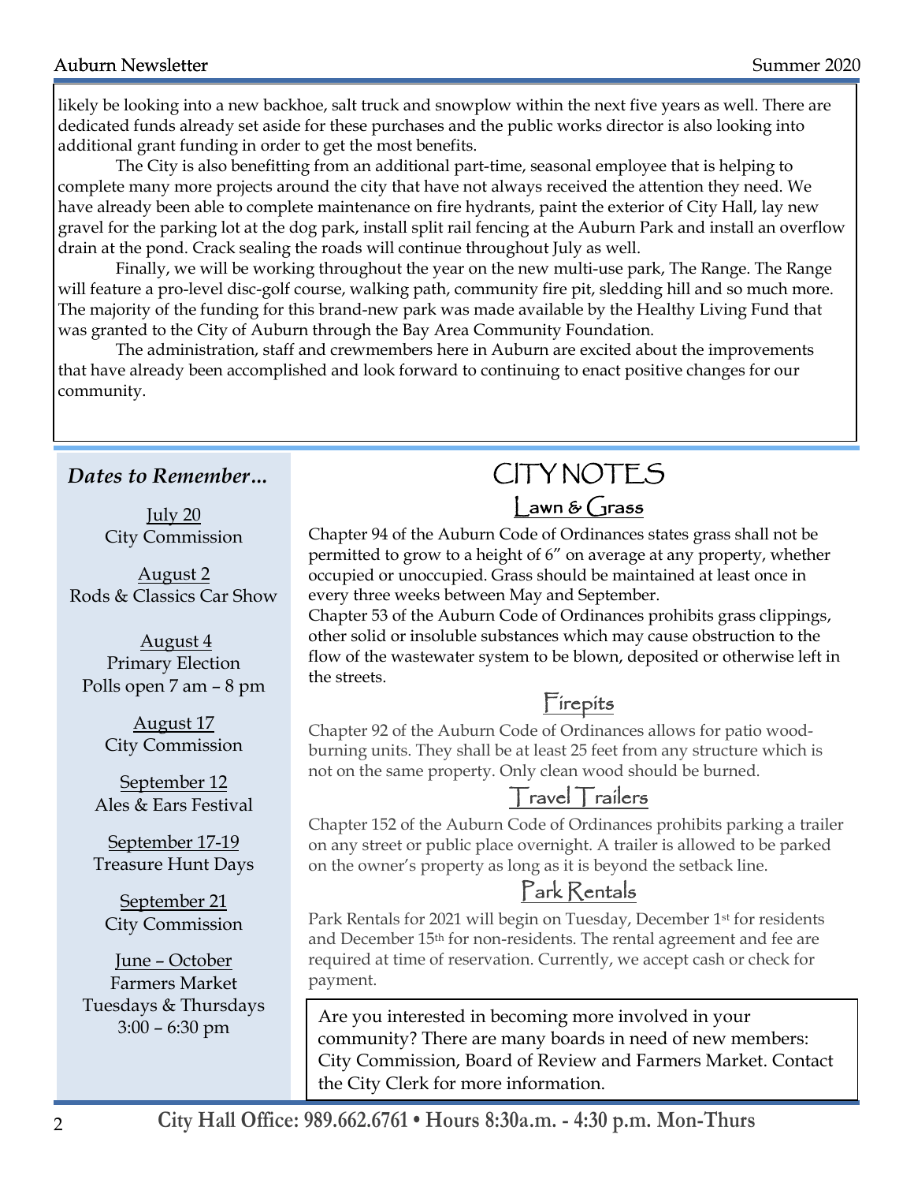likely be looking into a new backhoe, salt truck and snowplow within the next five years as well. There are dedicated funds already set aside for these purchases and the public works director is also looking into additional grant funding in order to get the most benefits.

The City is also benefitting from an additional part-time, seasonal employee that is helping to complete many more projects around the city that have not always received the attention they need. We have already been able to complete maintenance on fire hydrants, paint the exterior of City Hall, lay new gravel for the parking lot at the dog park, install split rail fencing at the Auburn Park and install an overflow drain at the pond. Crack sealing the roads will continue throughout July as well.

Finally, we will be working throughout the year on the new multi-use park, The Range. The Range will feature a pro-level disc-golf course, walking path, community fire pit, sledding hill and so much more. The majority of the funding for this brand-new park was made available by the Healthy Living Fund that was granted to the City of Auburn through the Bay Area Community Foundation.

The administration, staff and crewmembers here in Auburn are excited about the improvements that have already been accomplished and look forward to continuing to enact positive changes for our community.

### *Dates to Remember…*

July 20
City Commission

August 2
Rods & Classics Car Show

August 4
Primary Election
Polls open 7 am – 8 pm

August 17
City Commission

September 12
Ales & Ears Festival

September 17-19
Treasure Hunt Days

September 21
City Commission

June – October
Farmers Market
Tuesdays & Thursdays
3:00 – 6:30 pm

# CITY NOTES

## Lawn & Grass

Chapter 94 of the Auburn Code of Ordinances states grass shall not be permitted to grow to a height of 6" on average at any property, whether occupied or unoccupied. Grass should be maintained at least once in every three weeks between May and September.
Chapter 53 of the Auburn Code of Ordinances prohibits grass clippings, other solid or insoluble substances which may cause obstruction to the flow of the wastewater system to be blown, deposited or otherwise left in the streets.

## Firepits

Chapter 92 of the Auburn Code of Ordinances allows for patio wood-burning units. They shall be at least 25 feet from any structure which is not on the same property. Only clean wood should be burned.

## Travel Trailers

Chapter 152 of the Auburn Code of Ordinances prohibits parking a trailer on any street or public place overnight. A trailer is allowed to be parked on the owner's property as long as it is beyond the setback line.

## Park Rentals

Park Rentals for 2021 will begin on Tuesday, December 1st for residents and December 15th for non-residents. The rental agreement and fee are required at time of reservation. Currently, we accept cash or check for payment.

Are you interested in becoming more involved in your community? There are many boards in need of new members: City Commission, Board of Review and Farmers Market. Contact the City Clerk for more information.

**City Hall Office: 989.662.6761 • Hours 8:30a.m. - 4:30 p.m. Mon-Thurs**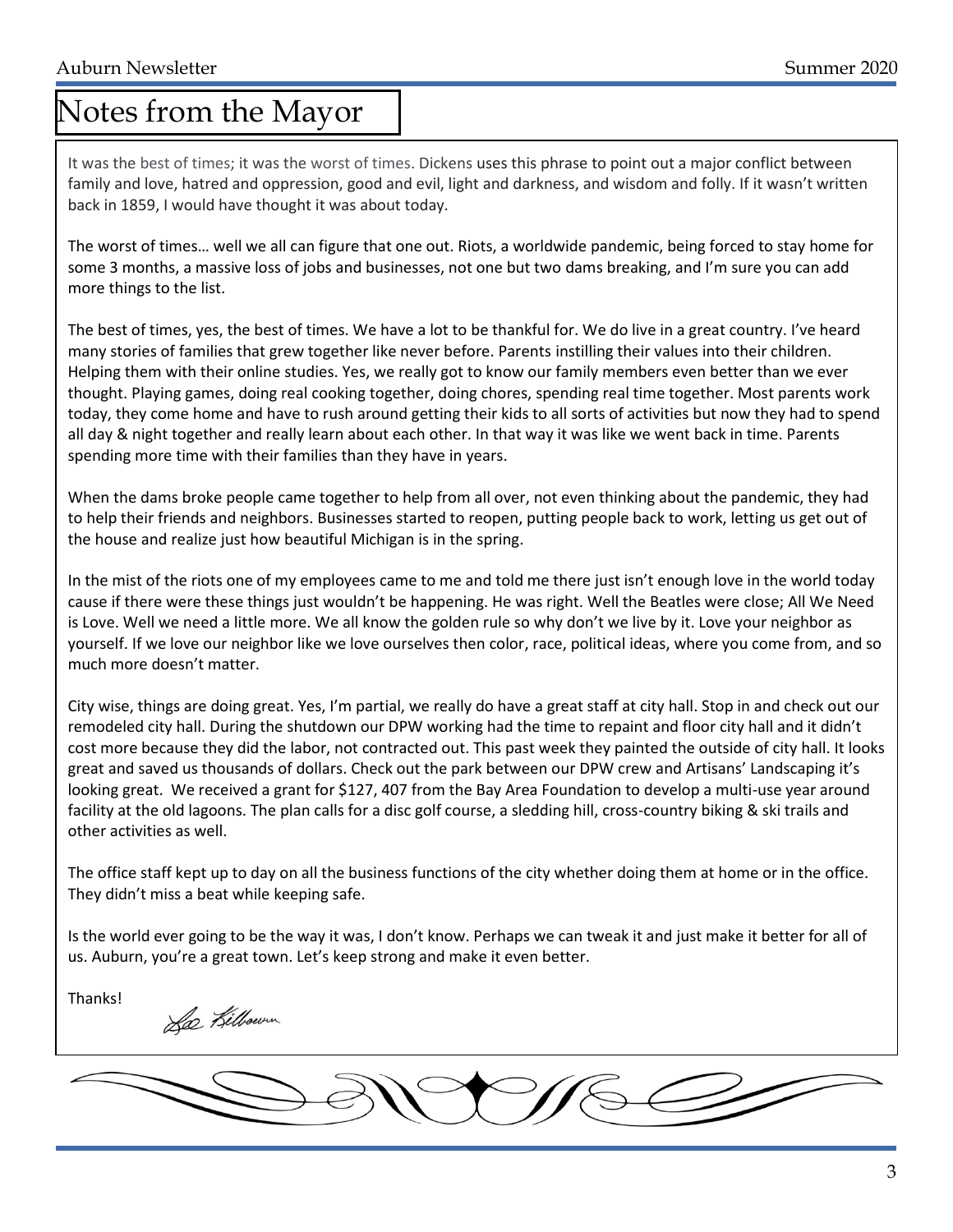# Notes from the Mayor

It was the best of times; it was the worst of times. Dickens uses this phrase to point out a major conflict between family and love, hatred and oppression, good and evil, light and darkness, and wisdom and folly. If it wasn't written back in 1859, I would have thought it was about today.

The worst of times… well we all can figure that one out. Riots, a worldwide pandemic, being forced to stay home for some 3 months, a massive loss of jobs and businesses, not one but two dams breaking, and I'm sure you can add more things to the list.

The best of times, yes, the best of times. We have a lot to be thankful for. We do live in a great country. I've heard many stories of families that grew together like never before. Parents instilling their values into their children. Helping them with their online studies. Yes, we really got to know our family members even better than we ever thought. Playing games, doing real cooking together, doing chores, spending real time together. Most parents work today, they come home and have to rush around getting their kids to all sorts of activities but now they had to spend all day & night together and really learn about each other. In that way it was like we went back in time. Parents spending more time with their families than they have in years.

When the dams broke people came together to help from all over, not even thinking about the pandemic, they had to help their friends and neighbors. Businesses started to reopen, putting people back to work, letting us get out of the house and realize just how beautiful Michigan is in the spring.

In the mist of the riots one of my employees came to me and told me there just isn't enough love in the world today cause if there were these things just wouldn't be happening. He was right. Well the Beatles were close; All We Need is Love. Well we need a little more. We all know the golden rule so why don't we live by it. Love your neighbor as yourself. If we love our neighbor like we love ourselves then color, race, political ideas, where you come from, and so much more doesn't matter.

City wise, things are doing great. Yes, I'm partial, we really do have a great staff at city hall. Stop in and check out our remodeled city hall. During the shutdown our DPW working had the time to repaint and floor city hall and it didn't cost more because they did the labor, not contracted out. This past week they painted the outside of city hall. It looks great and saved us thousands of dollars. Check out the park between our DPW crew and Artisans' Landscaping it's looking great. We received a grant for $127, 407 from the Bay Area Foundation to develop a multi-use year around facility at the old lagoons. The plan calls for a disc golf course, a sledding hill, cross-country biking & ski trails and other activities as well.

The office staff kept up to day on all the business functions of the city whether doing them at home or in the office. They didn't miss a beat while keeping safe.

Is the world ever going to be the way it was, I don't know. Perhaps we can tweak it and just make it better for all of us. Auburn, you're a great town. Let's keep strong and make it even better.

Thanks!

Lee Kilbourn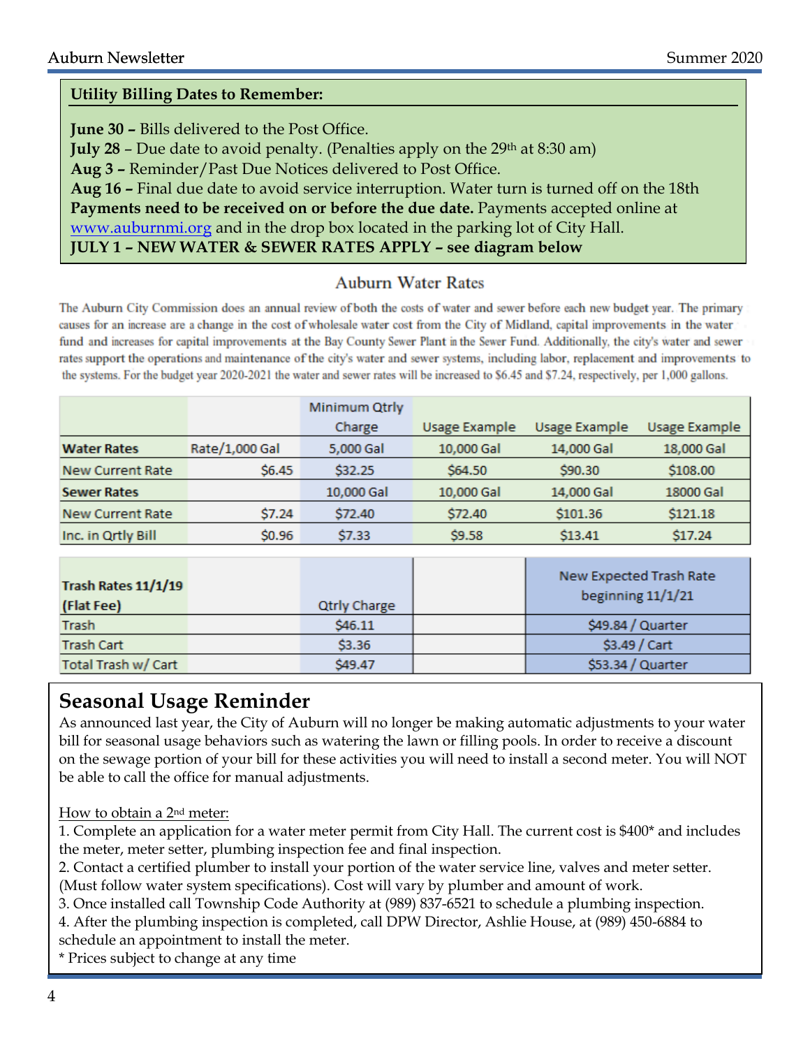### Utility Billing Dates to Remember:

**June 30 –** Bills delivered to the Post Office.
**July 28** – Due date to avoid penalty. (Penalties apply on the 29th at 8:30 am)
**Aug 3 –** Reminder/Past Due Notices delivered to Post Office.
**Aug 16 –** Final due date to avoid service interruption. Water turn is turned off on the 18th
**Payments need to be received on or before the due date.** Payments accepted online at www.auburnmi.org and in the drop box located in the parking lot of City Hall.
**JULY 1 – NEW WATER & SEWER RATES APPLY – see diagram below**

## Auburn Water Rates

The Auburn City Commission does an annual review of both the costs of water and sewer before each new budget year. The primary causes for an increase are a change in the cost of wholesale water cost from the City of Midland, capital improvements in the water fund and increases for capital improvements at the Bay County Sewer Plant in the Sewer Fund. Additionally, the city's water and sewer rates support the operations and maintenance of the city's water and sewer systems, including labor, replacement and improvements to the systems. For the budget year 2020-2021 the water and sewer rates will be increased to $6.45 and $7.24, respectively, per 1,000 gallons.

| | | Minimum Qtrly Charge | Usage Example | Usage Example | Usage Example |
|---|---|---|---|---|---|
| **Water Rates** | Rate/1,000 Gal | 5,000 Gal | 10,000 Gal | 14,000 Gal | 18,000 Gal |
| New Current Rate | $6.45 | $32.25 | $64.50 | $90.30 | $108.00 |
| **Sewer Rates** | | 10,000 Gal | 10,000 Gal | 14,000 Gal | 18000 Gal |
| New Current Rate | $7.24 | $72.40 | $72.40 | $101.36 | $121.18 |
| Inc. in Qrtly Bill | $0.96 | $7.33 | $9.58 | $13.41 | $17.24 |

| Trash Rates 11/1/19 (Flat Fee) | | Qtrly Charge | | New Expected Trash Rate beginning 11/1/21 |
|---|---|---|---|---|
| Trash | | $46.11 | | $49.84 / Quarter |
| Trash Cart | | $3.36 | | $3.49 / Cart |
| Total Trash w/ Cart | | $49.47 | | $53.34 / Quarter |

## Seasonal Usage Reminder

As announced last year, the City of Auburn will no longer be making automatic adjustments to your water bill for seasonal usage behaviors such as watering the lawn or filling pools. In order to receive a discount on the sewage portion of your bill for these activities you will need to install a second meter. You will NOT be able to call the office for manual adjustments.

How to obtain a 2nd meter:

1. Complete an application for a water meter permit from City Hall. The current cost is $400* and includes the meter, meter setter, plumbing inspection fee and final inspection.
2. Contact a certified plumber to install your portion of the water service line, valves and meter setter. (Must follow water system specifications). Cost will vary by plumber and amount of work.
3. Once installed call Township Code Authority at (989) 837-6521 to schedule a plumbing inspection.
4. After the plumbing inspection is completed, call DPW Director, Ashlie House, at (989) 450-6884 to schedule an appointment to install the meter.

* Prices subject to change at any time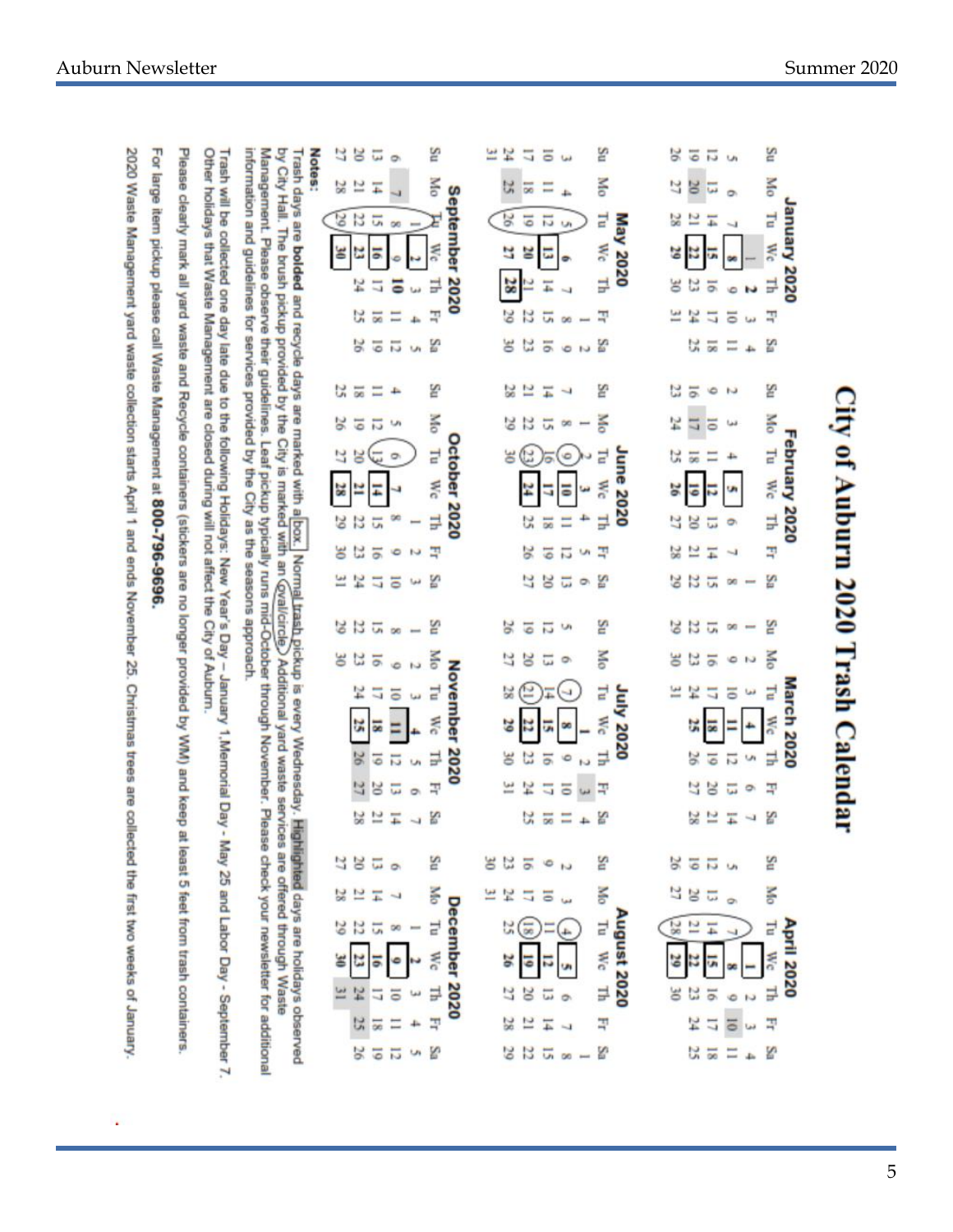# City of Auburn 2020 Trash Calendar

### January 2020

| Su | Mo | Tu | We | Th | Fr | Sa |
|---|---|---|---|---|---|---|
| | | | 1 | 2 | 3 | 4 |
| 5 | 6 | 7 | 8 | 9 | 10 | 11 |
| 12 | 13 | 14 | 15 | 16 | 17 | 18 |
| 19 | 20 | 21 | 22 | 23 | 24 | 25 |
| 26 | 27 | 28 | 29 | 30 | 31 | |

### February 2020

| Su | Mo | Tu | We | Th | Fr | Sa |
|---|---|---|---|---|---|---|
| | | | | | | 1 |
| 2 | 3 | 4 | 5 | 6 | 7 | 8 |
| 9 | 10 | 11 | 12 | 13 | 14 | 15 |
| 16 | 17 | 18 | 19 | 20 | 21 | 22 |
| 23 | 24 | 25 | 26 | 27 | 28 | 29 |

### March 2020

| Su | Mo | Tu | We | Th | Fr | Sa |
|---|---|---|---|---|---|---|
| 1 | 2 | 3 | 4 | 5 | 6 | 7 |
| 8 | 9 | 10 | 11 | 12 | 13 | 14 |
| 15 | 16 | 17 | 18 | 19 | 20 | 21 |
| 22 | 23 | 24 | 25 | 26 | 27 | 28 |
| 29 | 30 | 31 | | | | |

### April 2020

| Su | Mo | Tu | We | Th | Fr | Sa |
|---|---|---|---|---|---|---|
| | | | 1 | 2 | 3 | 4 |
| 5 | 6 | 7 | 8 | 9 | 10 | 11 |
| 12 | 13 | 14 | 15 | 16 | 17 | 18 |
| 19 | 20 | 21 | 22 | 23 | 24 | 25 |
| 26 | 27 | 28 | 29 | 30 | | |

### May 2020

| Su | Mo | Tu | We | Th | Fr | Sa |
|---|---|---|---|---|---|---|
| | | | | | 1 | 2 |
| 3 | 4 | 5 | 6 | 7 | 8 | 9 |
| 10 | 11 | 12 | 13 | 14 | 15 | 16 |
| 17 | 18 | 19 | 20 | 21 | 22 | 23 |
| 24 | 25 | 26 | 27 | 28 | 29 | 30 |
| 31 | | | | | | |

### June 2020

| Su | Mo | Tu | We | Th | Fr | Sa |
|---|---|---|---|---|---|---|
| | 1 | 2 | 3 | 4 | 5 | 6 |
| 7 | 8 | 9 | 10 | 11 | 12 | 13 |
| 14 | 15 | 16 | 17 | 18 | 19 | 20 |
| 21 | 22 | 23 | 24 | 25 | 26 | 27 |
| 28 | 29 | 30 | | | | |

### July 2020

| Su | Mo | Tu | We | Th | Fr | Sa |
|---|---|---|---|---|---|---|
| | | | 1 | 2 | 3 | 4 |
| 5 | 6 | 7 | 8 | 9 | 10 | 11 |
| 12 | 13 | 14 | 15 | 16 | 17 | 18 |
| 19 | 20 | 21 | 22 | 23 | 24 | 25 |
| 26 | 27 | 28 | 29 | 30 | 31 | |

### August 2020

| Su | Mo | Tu | We | Th | Fr | Sa |
|---|---|---|---|---|---|---|
| | | | | | | 1 |
| 2 | 3 | 4 | 5 | 6 | 7 | 8 |
| 9 | 10 | 11 | 12 | 13 | 14 | 15 |
| 16 | 17 | 18 | 19 | 20 | 21 | 22 |
| 23 | 24 | 25 | 26 | 27 | 28 | 29 |
| 30 | 31 | | | | | |

### September 2020

| Su | Mo | Tu | We | Th | Fr | Sa |
|---|---|---|---|---|---|---|
| | | 1 | 2 | 3 | 4 | 5 |
| 6 | 7 | 8 | 9 | 10 | 11 | 12 |
| 13 | 14 | 15 | 16 | 17 | 18 | 19 |
| 20 | 21 | 22 | 23 | 24 | 25 | 26 |
| 27 | 28 | 29 | 30 | | | |

### October 2020

| Su | Mo | Tu | We | Th | Fr | Sa |
|---|---|---|---|---|---|---|
| | | | | 1 | 2 | 3 |
| 4 | 5 | 6 | 7 | 8 | 9 | 10 |
| 11 | 12 | 13 | 14 | 15 | 16 | 17 |
| 18 | 19 | 20 | 21 | 22 | 23 | 24 |
| 25 | 26 | 27 | 28 | 29 | 30 | 31 |

### November 2020

| Su | Mo | Tu | We | Th | Fr | Sa |
|---|---|---|---|---|---|---|
| 1 | 2 | 3 | 4 | 5 | 6 | 7 |
| 8 | 9 | 10 | 11 | 12 | 13 | 14 |
| 15 | 16 | 17 | 18 | 19 | 20 | 21 |
| 22 | 23 | 24 | 25 | 26 | 27 | 28 |
| 29 | 30 | | | | | |

### December 2020

| Su | Mo | Tu | We | Th | Fr | Sa |
|---|---|---|---|---|---|---|
| | | 1 | 2 | 3 | 4 | 5 |
| 6 | 7 | 8 | 9 | 10 | 11 | 12 |
| 13 | 14 | 15 | 16 | 17 | 18 | 19 |
| 20 | 21 | 22 | 23 | 24 | 25 | 26 |
| 27 | 28 | 29 | 30 | 31 | | |

**Notes:**

Trash days are **bolded** and recycle days are marked with a box. Normal trash pickup is every Wednesday. Highlighted days are holidays observed by City Hall. The brush pickup provided by the City is marked with an oval/circle. Additional yard waste services are offered through Waste Management. Please observe their guidelines. Leaf pickup typically runs mid-October through November. Please check your newsletter for additional information and guidelines for services provided by the City as the seasons approach.

Trash will be collected one day late due to the following Holidays: New Year's Day – January 1, Memorial Day - May 25 and Labor Day - September 7. Other holidays that Waste Management are closed during will not affect the City of Auburn.

Please clearly mark all yard waste and Recycle containers (stickers are no longer provided by WM) and keep at least 5 feet from trash containers.

For large item pickup please call Waste Management at **800-796-9696.**

2020 Waste Management yard waste collection starts April 1 and ends November 25. Christmas trees are collected the first two weeks of January.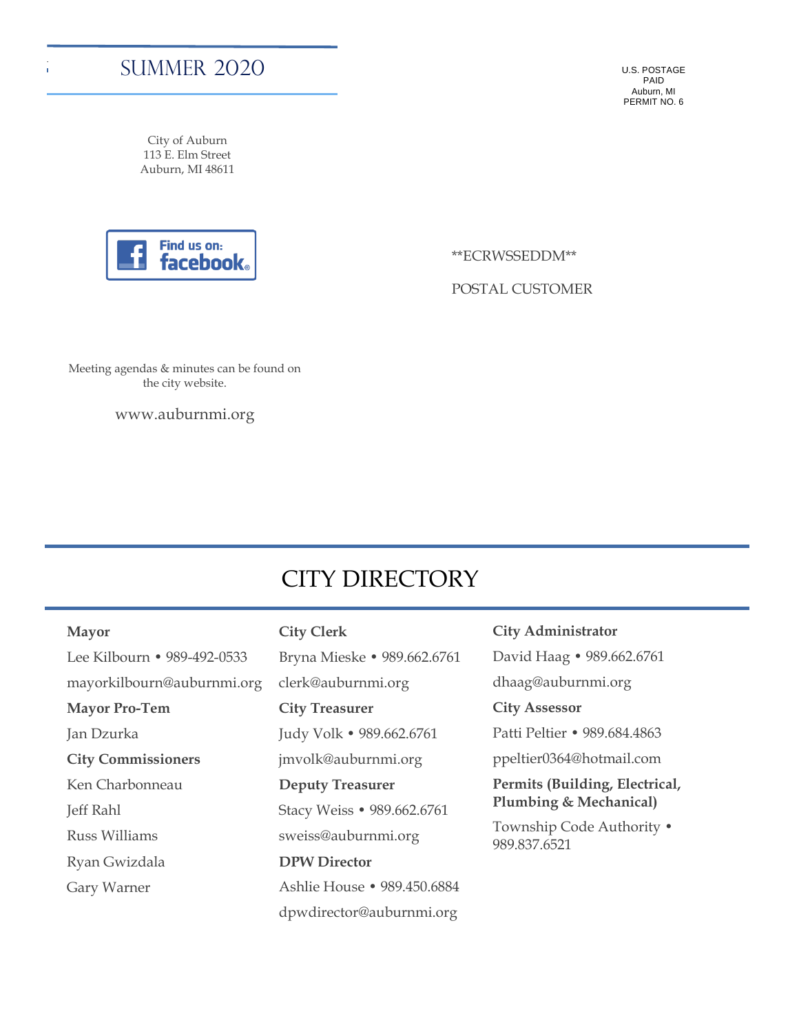# SUMMER 2020

U.S. POSTAGE
PAID
Auburn, MI
PERMIT NO. 6

City of Auburn
113 E. Elm Street
Auburn, MI 48611

Find us on: facebook.

**ECRWSSEDDM**

POSTAL CUSTOMER

Meeting agendas & minutes can be found on the city website.

www.auburnmi.org

## CITY DIRECTORY

**Mayor**

Lee Kilbourn • 989-492-0533

mayorkilbourn@auburnmi.org

**Mayor Pro-Tem**

Jan Dzurka

**City Commissioners**

Ken Charbonneau

Jeff Rahl

Russ Williams

Ryan Gwizdala

Gary Warner

**City Clerk**

Bryna Mieske • 989.662.6761

clerk@auburnmi.org

**City Treasurer**

Judy Volk • 989.662.6761

jmvolk@auburnmi.org

**Deputy Treasurer**

Stacy Weiss • 989.662.6761

sweiss@auburnmi.org

**DPW Director**

Ashlie House • 989.450.6884

dpwdirector@auburnmi.org

**City Administrator**

David Haag • 989.662.6761

dhaag@auburnmi.org

**City Assessor**

Patti Peltier • 989.684.4863

ppeltier0364@hotmail.com

**Permits (Building, Electrical, Plumbing & Mechanical)**

Township Code Authority • 989.837.6521